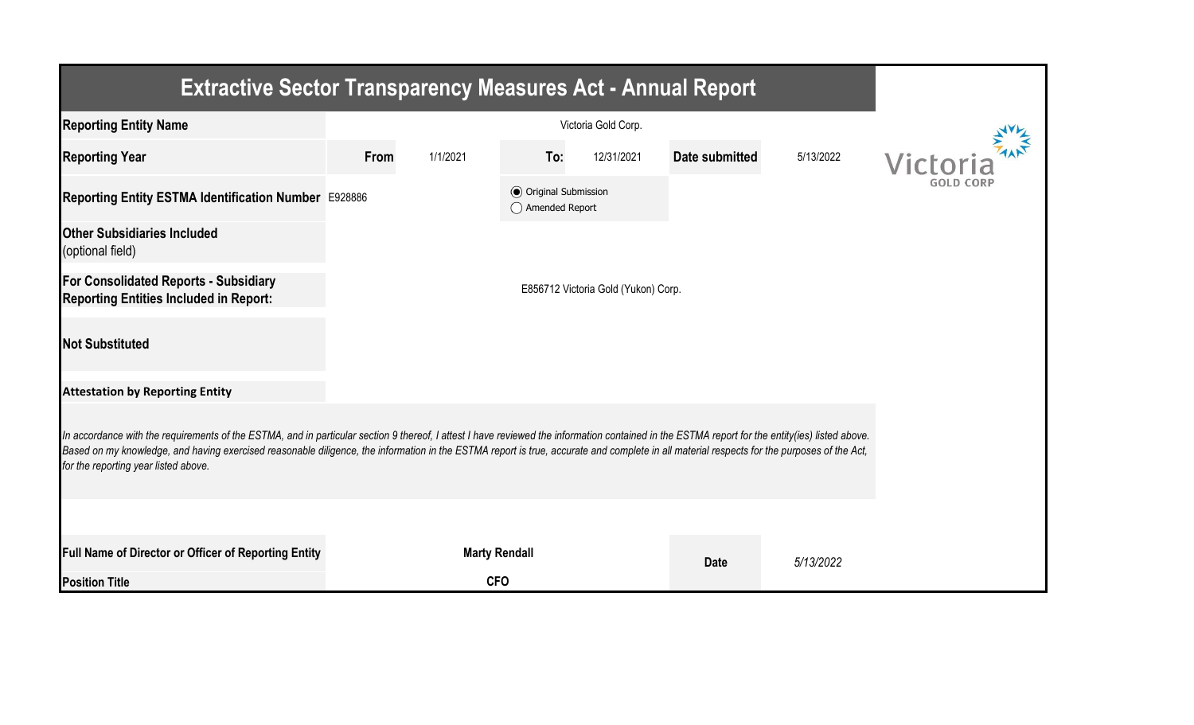# Extractive Sector Transparency Measures Act - Annual Report

| | | | | | | |
|---|---|---|---|---|---|---|
| **Reporting Entity Name** | Victoria Gold Corp. | | | | | |
| **Reporting Year** | **From** | 1/1/2021 | **To:** | 12/31/2021 | **Date submitted** | 5/13/2022 |
| **Reporting Entity ESTMA Identification Number** | E928886 | | ◉ Original Submission ○ Amended Report | | | |
| **Other Subsidiaries Included** (optional field) | | | | | | |
| **For Consolidated Reports - Subsidiary Reporting Entities Included in Report:** | E856712 Victoria Gold (Yukon) Corp. | | | | | |
| **Not Substituted** | | | | | | |

**Attestation by Reporting Entity**

*In accordance with the requirements of the ESTMA, and in particular section 9 thereof, I attest I have reviewed the information contained in the ESTMA report for the entity(ies) listed above. Based on my knowledge, and having exercised reasonable diligence, the information in the ESTMA report is true, accurate and complete in all material respects for the purposes of the Act, for the reporting year listed above.*

| | | | |
|---|---|---|---|
| **Full Name of Director or Officer of Reporting Entity** | **Marty Rendall** | **Date** | *5/13/2022* |
| **Position Title** | **CFO** | | |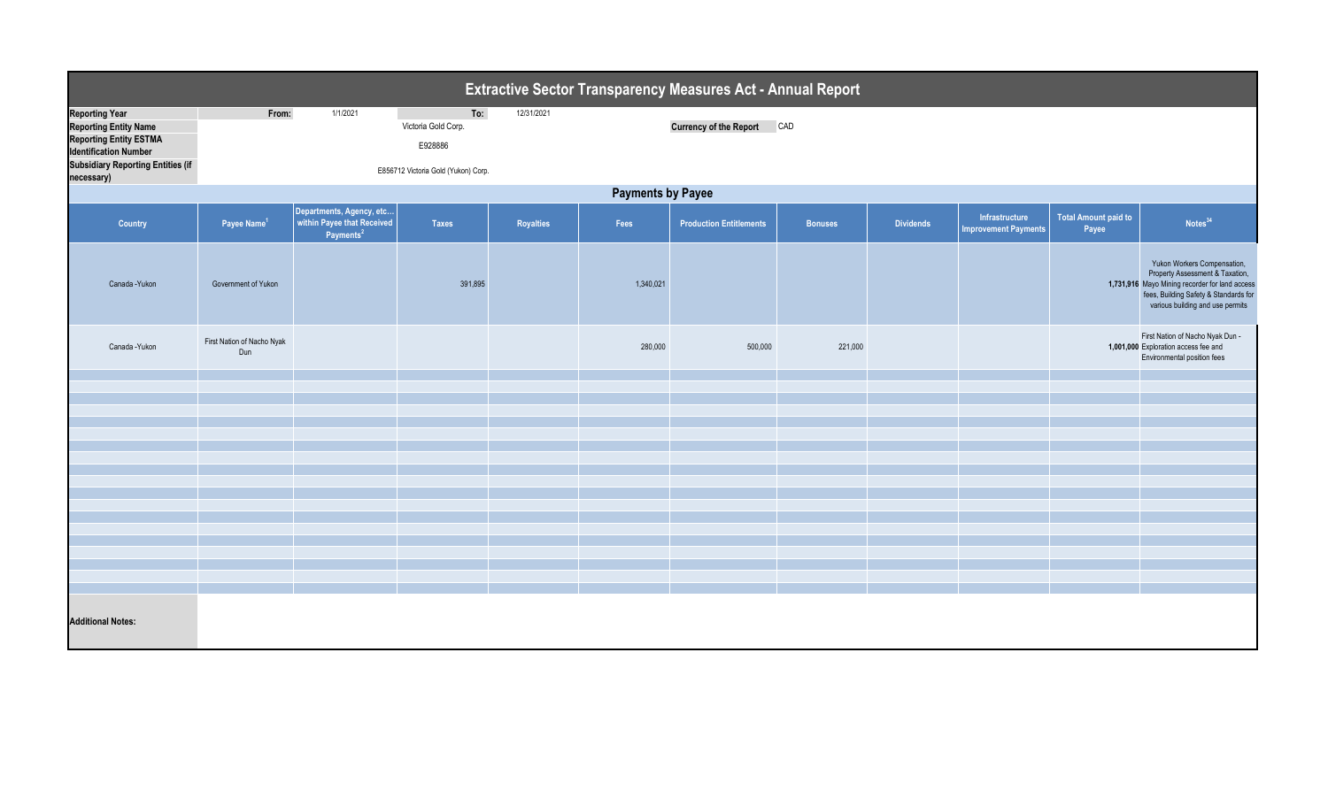# Extractive Sector Transparency Measures Act - Annual Report

| | | | |
|---|---|---|---|
| **Reporting Year** | **From:** 1/1/2021 | **To:** 12/31/2021 | |
| **Reporting Entity Name** | Victoria Gold Corp. | **Currency of the Report** | CAD |
| **Reporting Entity ESTMA Identification Number** | E928886 | | |
| **Subsidiary Reporting Entities (if necessary)** | E856712 Victoria Gold (Yukon) Corp. | | |

## Payments by Payee

| Country | Payee Name[1] | Departments, Agency, etc... within Payee that Received Payments[2] | Taxes | Royalties | Fees | Production Entitlements | Bonuses | Dividends | Infrastructure Improvement Payments | Total Amount paid to Payee | Notes[34] |
|---|---|---|---|---|---|---|---|---|---|---|---|
| Canada -Yukon | Government of Yukon | | 391,895 | | 1,340,021 | | | | | 1,731,916 | Yukon Workers Compensation, Property Assessment & Taxation, Mayo Mining recorder for land access fees, Building Safety & Standards for various building and use permits |
| Canada -Yukon | First Nation of Nacho Nyak Dun | | | | 280,000 | 500,000 | 221,000 | | | 1,001,000 | First Nation of Nacho Nyak Dun - Exploration access fee and Environmental position fees |

**Additional Notes:**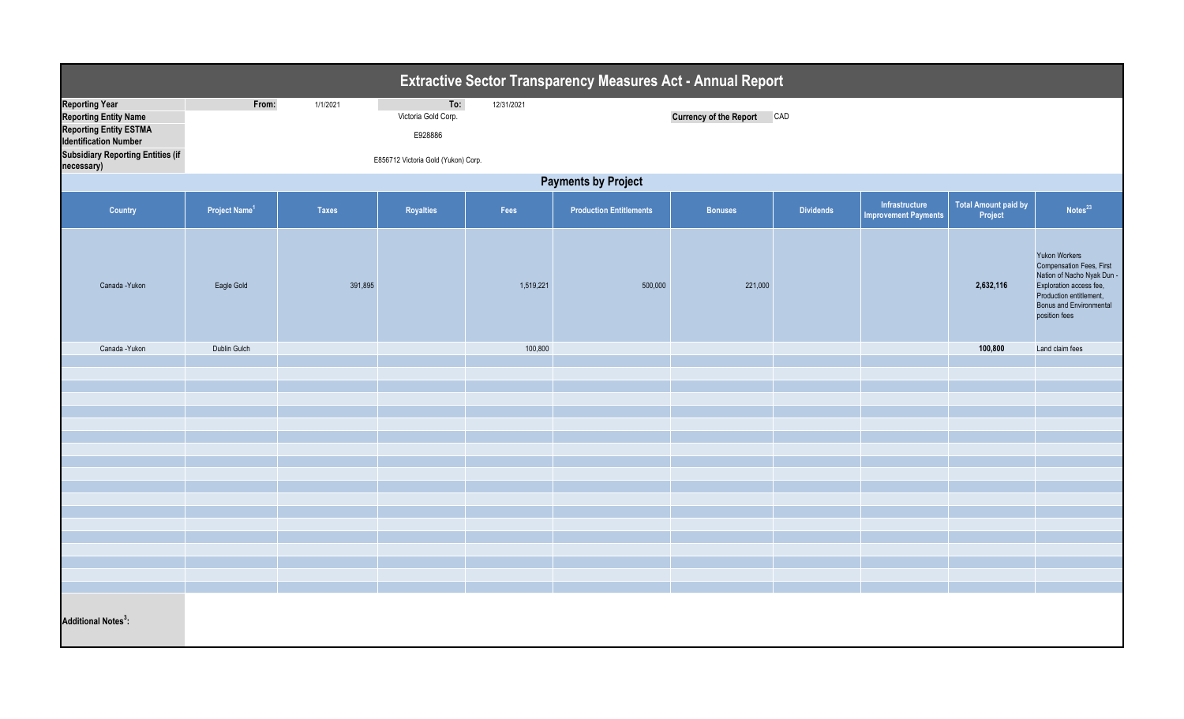# Extractive Sector Transparency Measures Act - Annual Report

| | | | | | |
|---|---|---|---|---|---|
| **Reporting Year** | **From:** | 1/1/2021 | **To:** | 12/31/2021 | |
| **Reporting Entity Name** | | Victoria Gold Corp. | | **Currency of the Report** | CAD |
| **Reporting Entity ESTMA Identification Number** | | E928886 | | | |
| **Subsidiary Reporting Entities (if necessary)** | | E856712 Victoria Gold (Yukon) Corp. | | | |

## Payments by Project

| Country | Project Name[1] | Taxes | Royalties | Fees | Production Entitlements | Bonuses | Dividends | Infrastructure Improvement Payments | Total Amount paid by Project | Notes[23] |
|---|---|---|---|---|---|---|---|---|---|---|
| Canada -Yukon | Eagle Gold | 391,895 | | 1,519,221 | 500,000 | 221,000 | | | **2,632,116** | Yukon Workers Compensation Fees, First Nation of Nacho Nyak Dun - Exploration access fee, Production entitlement, Bonus and Environmental position fees |
| Canada -Yukon | Dublin Gulch | | | 100,800 | | | | | **100,800** | Land claim fees |

**Additional Notes[3]:**